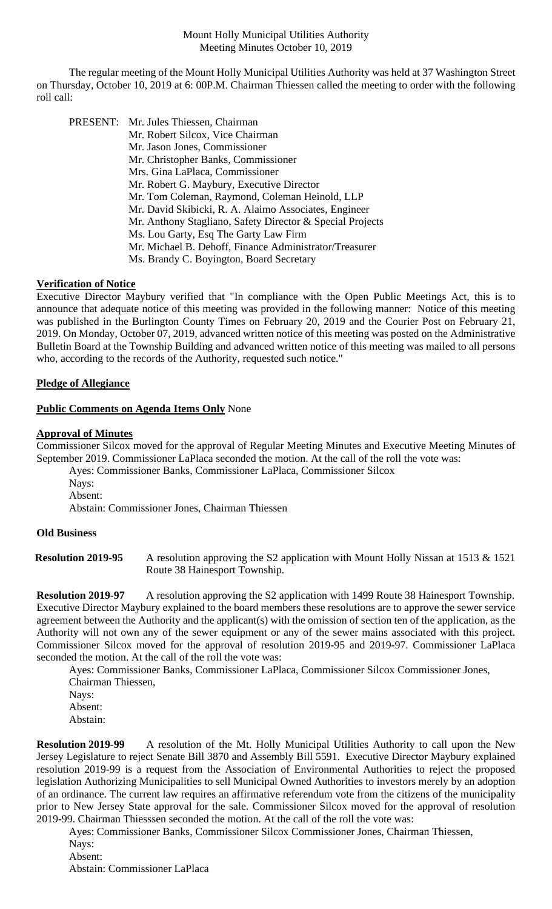# Mount Holly Municipal Utilities Authority
## Meeting Minutes October 10, 2019

The regular meeting of the Mount Holly Municipal Utilities Authority was held at 37 Washington Street on Thursday, October 10, 2019 at 6: 00P.M. Chairman Thiessen called the meeting to order with the following roll call:

PRESENT: Mr. Jules Thiessen, Chairman
Mr. Robert Silcox, Vice Chairman
Mr. Jason Jones, Commissioner
Mr. Christopher Banks, Commissioner
Mrs. Gina LaPlaca, Commissioner
Mr. Robert G. Maybury, Executive Director
Mr. Tom Coleman, Raymond, Coleman Heinold, LLP
Mr. David Skibicki, R. A. Alaimo Associates, Engineer
Mr. Anthony Stagliano, Safety Director & Special Projects
Ms. Lou Garty, Esq The Garty Law Firm
Mr. Michael B. Dehoff, Finance Administrator/Treasurer
Ms. Brandy C. Boyington, Board Secretary

**Verification of Notice**

Executive Director Maybury verified that "In compliance with the Open Public Meetings Act, this is to announce that adequate notice of this meeting was provided in the following manner: Notice of this meeting was published in the Burlington County Times on February 20, 2019 and the Courier Post on February 21, 2019. On Monday, October 07, 2019, advanced written notice of this meeting was posted on the Administrative Bulletin Board at the Township Building and advanced written notice of this meeting was mailed to all persons who, according to the records of the Authority, requested such notice."

**Pledge of Allegiance**

**Public Comments on Agenda Items Only** None

**Approval of Minutes**

Commissioner Silcox moved for the approval of Regular Meeting Minutes and Executive Meeting Minutes of September 2019. Commissioner LaPlaca seconded the motion. At the call of the roll the vote was:

Ayes: Commissioner Banks, Commissioner LaPlaca, Commissioner Silcox
Nays:
Absent:
Abstain: Commissioner Jones, Chairman Thiessen

**Old Business**

**Resolution 2019-95** A resolution approving the S2 application with Mount Holly Nissan at 1513 & 1521 Route 38 Hainesport Township.

**Resolution 2019-97** A resolution approving the S2 application with 1499 Route 38 Hainesport Township. Executive Director Maybury explained to the board members these resolutions are to approve the sewer service agreement between the Authority and the applicant(s) with the omission of section ten of the application, as the Authority will not own any of the sewer equipment or any of the sewer mains associated with this project. Commissioner Silcox moved for the approval of resolution 2019-95 and 2019-97. Commissioner LaPlaca seconded the motion. At the call of the roll the vote was:

Ayes: Commissioner Banks, Commissioner LaPlaca, Commissioner Silcox Commissioner Jones, Chairman Thiessen,
Nays:
Absent:
Abstain:

**Resolution 2019-99** A resolution of the Mt. Holly Municipal Utilities Authority to call upon the New Jersey Legislature to reject Senate Bill 3870 and Assembly Bill 5591. Executive Director Maybury explained resolution 2019-99 is a request from the Association of Environmental Authorities to reject the proposed legislation Authorizing Municipalities to sell Municipal Owned Authorities to investors merely by an adoption of an ordinance. The current law requires an affirmative referendum vote from the citizens of the municipality prior to New Jersey State approval for the sale. Commissioner Silcox moved for the approval of resolution 2019-99. Chairman Thiesssen seconded the motion. At the call of the roll the vote was:

Ayes: Commissioner Banks, Commissioner Silcox Commissioner Jones, Chairman Thiessen,
Nays:
Absent:
Abstain: Commissioner LaPlaca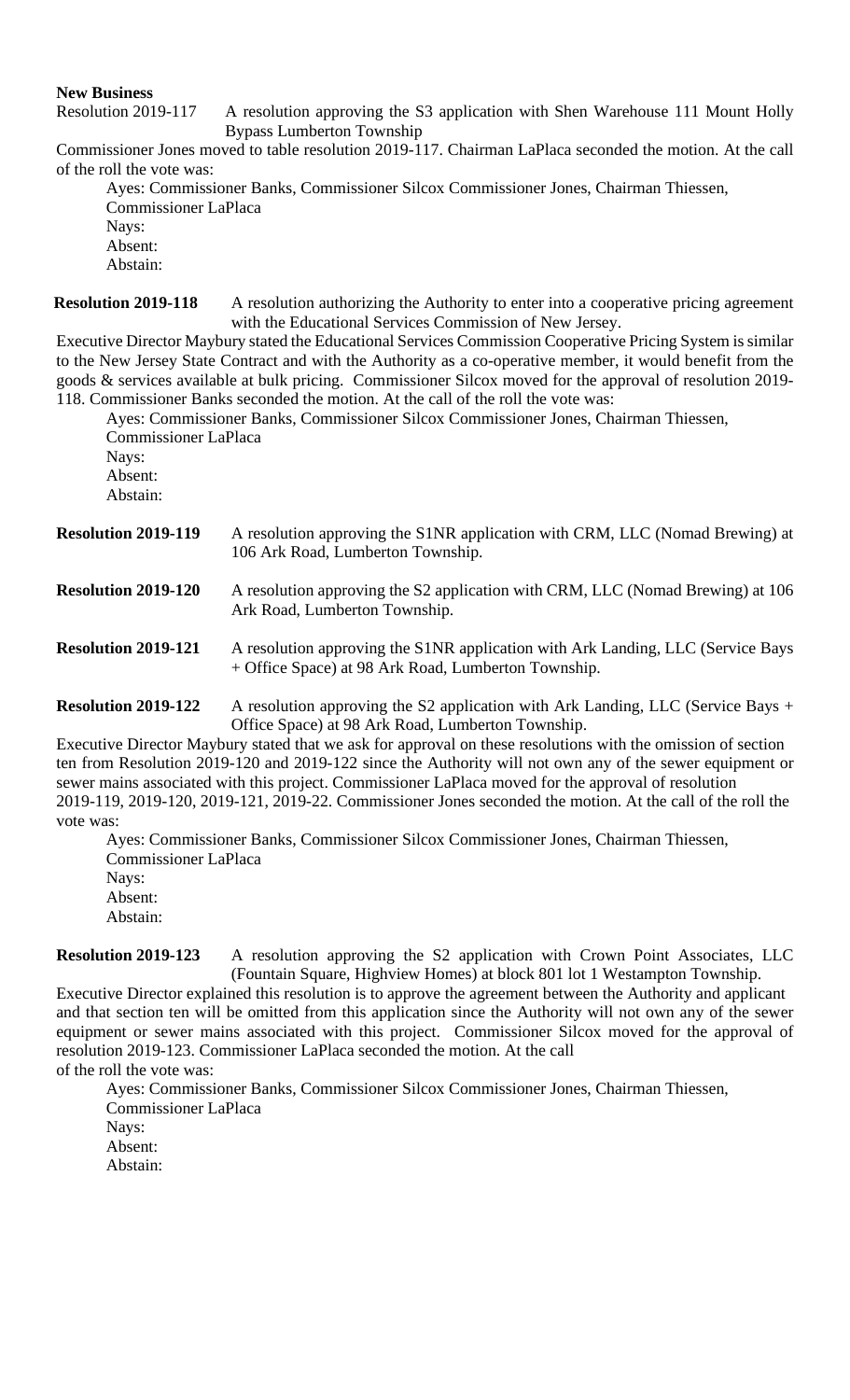**New Business**

Resolution 2019-117 A resolution approving the S3 application with Shen Warehouse 111 Mount Holly Bypass Lumberton Township

Commissioner Jones moved to table resolution 2019-117. Chairman LaPlaca seconded the motion. At the call of the roll the vote was:

Ayes: Commissioner Banks, Commissioner Silcox Commissioner Jones, Chairman Thiessen, Commissioner LaPlaca
Nays:
Absent:
Abstain:

**Resolution 2019-118** A resolution authorizing the Authority to enter into a cooperative pricing agreement with the Educational Services Commission of New Jersey.

Executive Director Maybury stated the Educational Services Commission Cooperative Pricing System is similar to the New Jersey State Contract and with the Authority as a co-operative member, it would benefit from the goods & services available at bulk pricing. Commissioner Silcox moved for the approval of resolution 2019-118. Commissioner Banks seconded the motion. At the call of the roll the vote was:

Ayes: Commissioner Banks, Commissioner Silcox Commissioner Jones, Chairman Thiessen, Commissioner LaPlaca
Nays:
Absent:
Abstain:

**Resolution 2019-119** A resolution approving the S1NR application with CRM, LLC (Nomad Brewing) at 106 Ark Road, Lumberton Township.

**Resolution 2019-120** A resolution approving the S2 application with CRM, LLC (Nomad Brewing) at 106 Ark Road, Lumberton Township.

**Resolution 2019-121** A resolution approving the S1NR application with Ark Landing, LLC (Service Bays + Office Space) at 98 Ark Road, Lumberton Township.

**Resolution 2019-122** A resolution approving the S2 application with Ark Landing, LLC (Service Bays + Office Space) at 98 Ark Road, Lumberton Township.

Executive Director Maybury stated that we ask for approval on these resolutions with the omission of section ten from Resolution 2019-120 and 2019-122 since the Authority will not own any of the sewer equipment or sewer mains associated with this project. Commissioner LaPlaca moved for the approval of resolution 2019-119, 2019-120, 2019-121, 2019-22. Commissioner Jones seconded the motion. At the call of the roll the vote was:

Ayes: Commissioner Banks, Commissioner Silcox Commissioner Jones, Chairman Thiessen, Commissioner LaPlaca
Nays:
Absent:
Abstain:

**Resolution 2019-123** A resolution approving the S2 application with Crown Point Associates, LLC (Fountain Square, Highview Homes) at block 801 lot 1 Westampton Township.

Executive Director explained this resolution is to approve the agreement between the Authority and applicant and that section ten will be omitted from this application since the Authority will not own any of the sewer equipment or sewer mains associated with this project. Commissioner Silcox moved for the approval of resolution 2019-123. Commissioner LaPlaca seconded the motion. At the call of the roll the vote was:

Ayes: Commissioner Banks, Commissioner Silcox Commissioner Jones, Chairman Thiessen, Commissioner LaPlaca
Nays:
Absent:
Abstain: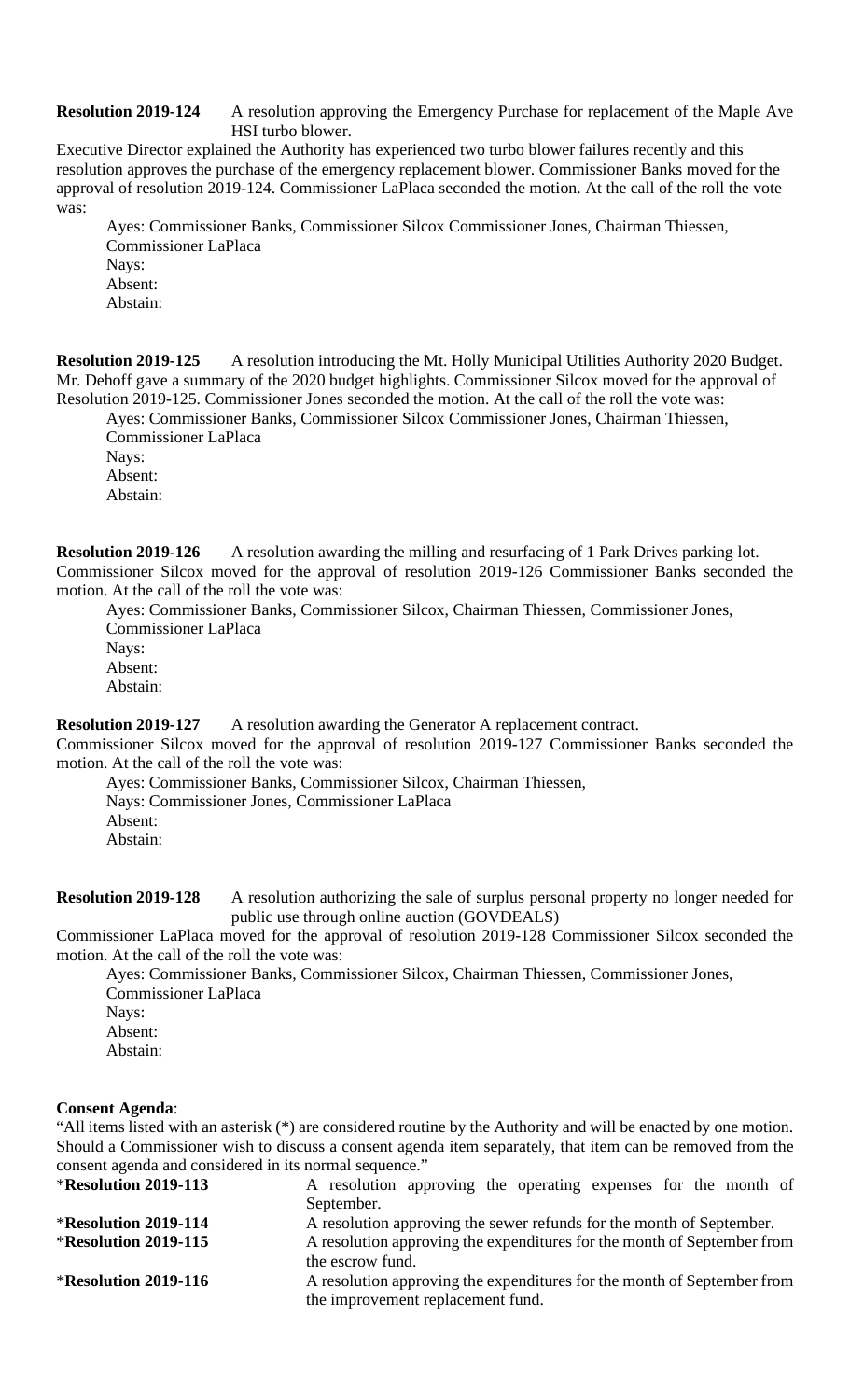**Resolution 2019-124** A resolution approving the Emergency Purchase for replacement of the Maple Ave HSI turbo blower.

Executive Director explained the Authority has experienced two turbo blower failures recently and this resolution approves the purchase of the emergency replacement blower. Commissioner Banks moved for the approval of resolution 2019-124. Commissioner LaPlaca seconded the motion. At the call of the roll the vote was:

Ayes: Commissioner Banks, Commissioner Silcox Commissioner Jones, Chairman Thiessen, Commissioner LaPlaca
Nays:
Absent:
Abstain:

**Resolution 2019-125** A resolution introducing the Mt. Holly Municipal Utilities Authority 2020 Budget.
Mr. Dehoff gave a summary of the 2020 budget highlights. Commissioner Silcox moved for the approval of Resolution 2019-125. Commissioner Jones seconded the motion. At the call of the roll the vote was:

Ayes: Commissioner Banks, Commissioner Silcox Commissioner Jones, Chairman Thiessen, Commissioner LaPlaca
Nays:
Absent:
Abstain:

**Resolution 2019-126** A resolution awarding the milling and resurfacing of 1 Park Drives parking lot.
Commissioner Silcox moved for the approval of resolution 2019-126 Commissioner Banks seconded the motion. At the call of the roll the vote was:

Ayes: Commissioner Banks, Commissioner Silcox, Chairman Thiessen, Commissioner Jones, Commissioner LaPlaca
Nays:
Absent:
Abstain:

**Resolution 2019-127** A resolution awarding the Generator A replacement contract.
Commissioner Silcox moved for the approval of resolution 2019-127 Commissioner Banks seconded the motion. At the call of the roll the vote was:

Ayes: Commissioner Banks, Commissioner Silcox, Chairman Thiessen,
Nays: Commissioner Jones, Commissioner LaPlaca
Absent:
Abstain:

**Resolution 2019-128** A resolution authorizing the sale of surplus personal property no longer needed for public use through online auction (GOVDEALS)

Commissioner LaPlaca moved for the approval of resolution 2019-128 Commissioner Silcox seconded the motion. At the call of the roll the vote was:

Ayes: Commissioner Banks, Commissioner Silcox, Chairman Thiessen, Commissioner Jones, Commissioner LaPlaca
Nays:
Absent:
Abstain:

**Consent Agenda**:

"All items listed with an asterisk (*) are considered routine by the Authority and will be enacted by one motion. Should a Commissioner wish to discuss a consent agenda item separately, that item can be removed from the consent agenda and considered in its normal sequence."

*__Resolution 2019-113__ A resolution approving the operating expenses for the month of September.

*__Resolution 2019-114__ A resolution approving the sewer refunds for the month of September.

*__Resolution 2019-115__ A resolution approving the expenditures for the month of September from the escrow fund.

*__Resolution 2019-116__ A resolution approving the expenditures for the month of September from the improvement replacement fund.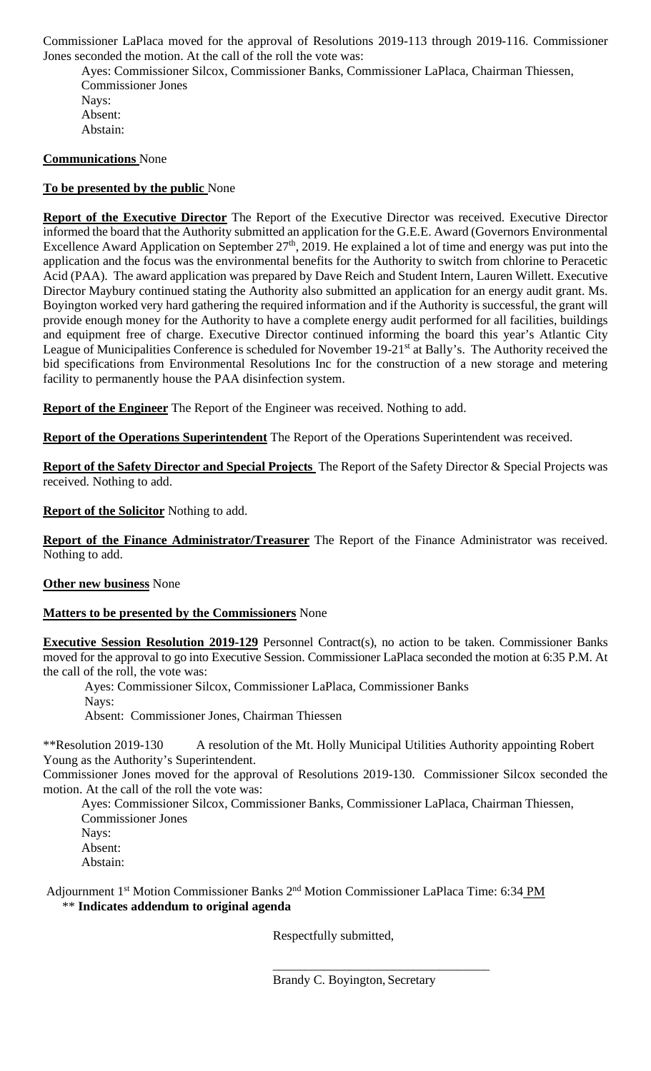Commissioner LaPlaca moved for the approval of Resolutions 2019-113 through 2019-116. Commissioner Jones seconded the motion. At the call of the roll the vote was:

Ayes: Commissioner Silcox, Commissioner Banks, Commissioner LaPlaca, Chairman Thiessen, Commissioner Jones
Nays:
Absent:
Abstain:

**Communications** None

**To be presented by the public** None

**Report of the Executive Director** The Report of the Executive Director was received. Executive Director informed the board that the Authority submitted an application for the G.E.E. Award (Governors Environmental Excellence Award Application on September 27th, 2019. He explained a lot of time and energy was put into the application and the focus was the environmental benefits for the Authority to switch from chlorine to Peracetic Acid (PAA). The award application was prepared by Dave Reich and Student Intern, Lauren Willett. Executive Director Maybury continued stating the Authority also submitted an application for an energy audit grant. Ms. Boyington worked very hard gathering the required information and if the Authority is successful, the grant will provide enough money for the Authority to have a complete energy audit performed for all facilities, buildings and equipment free of charge. Executive Director continued informing the board this year's Atlantic City League of Municipalities Conference is scheduled for November 19-21st at Bally's. The Authority received the bid specifications from Environmental Resolutions Inc for the construction of a new storage and metering facility to permanently house the PAA disinfection system.

**Report of the Engineer** The Report of the Engineer was received. Nothing to add.

**Report of the Operations Superintendent** The Report of the Operations Superintendent was received.

**Report of the Safety Director and Special Projects** The Report of the Safety Director & Special Projects was received. Nothing to add.

**Report of the Solicitor** Nothing to add.

**Report of the Finance Administrator/Treasurer** The Report of the Finance Administrator was received. Nothing to add.

**Other new business** None

**Matters to be presented by the Commissioners** None

**Executive Session Resolution 2019-129** Personnel Contract(s), no action to be taken. Commissioner Banks moved for the approval to go into Executive Session. Commissioner LaPlaca seconded the motion at 6:35 P.M. At the call of the roll, the vote was:

Ayes: Commissioner Silcox, Commissioner LaPlaca, Commissioner Banks
Nays:
Absent: Commissioner Jones, Chairman Thiessen

**Resolution 2019-130 A resolution of the Mt. Holly Municipal Utilities Authority appointing Robert Young as the Authority's Superintendent.

Commissioner Jones moved for the approval of Resolutions 2019-130. Commissioner Silcox seconded the motion. At the call of the roll the vote was:

Ayes: Commissioner Silcox, Commissioner Banks, Commissioner LaPlaca, Chairman Thiessen, Commissioner Jones
Nays:
Absent:
Abstain:

Adjournment 1st Motion Commissioner Banks 2nd Motion Commissioner LaPlaca Time: 6:34 PM

** **Indicates addendum to original agenda**

Respectfully submitted,

\_\_\_\_\_\_\_\_\_\_\_\_\_\_\_\_\_\_\_\_\_\_\_\_\_\_\_\_\_\_\_\_\_\_\_

Brandy C. Boyington, Secretary